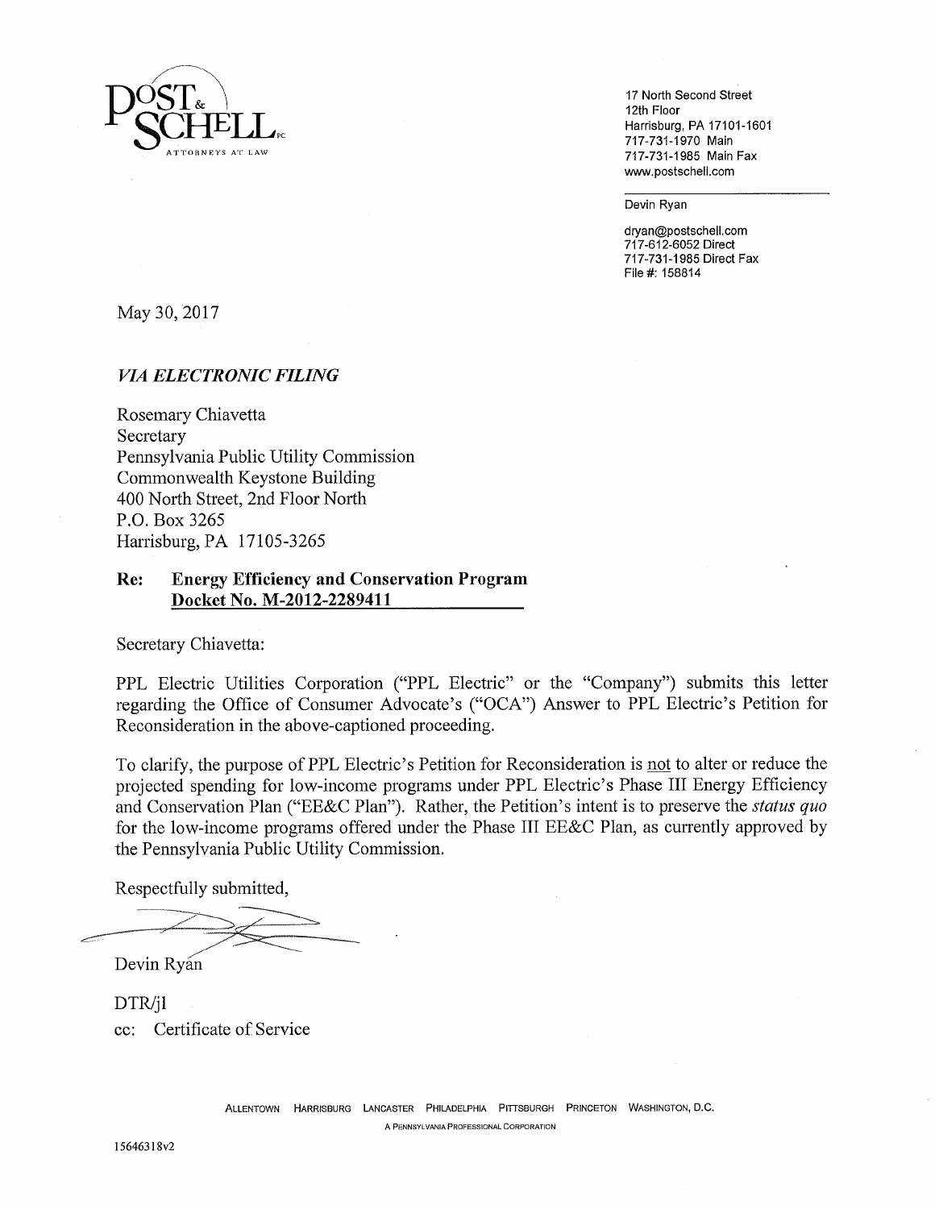**POST & SCHELL** PC
ATTORNEYS AT LAW

17 North Second Street
12th Floor
Harrisburg, PA 17101-1601
717-731-1970 Main
717-731-1985 Main Fax
www.postschell.com

Devin Ryan

dryan@postschell.com
717-612-6052 Direct
717-731-1985 Direct Fax
File #: 158814

May 30, 2017

***VIA ELECTRONIC FILING***

Rosemary Chiavetta
Secretary
Pennsylvania Public Utility Commission
Commonwealth Keystone Building
400 North Street, 2nd Floor North
P.O. Box 3265
Harrisburg, PA 17105-3265

**Re: Energy Efficiency and Conservation Program**
**Docket No. M-2012-2289411**

Secretary Chiavetta:

PPL Electric Utilities Corporation ("PPL Electric" or the "Company") submits this letter regarding the Office of Consumer Advocate's ("OCA") Answer to PPL Electric's Petition for Reconsideration in the above-captioned proceeding.

To clarify, the purpose of PPL Electric's Petition for Reconsideration is not to alter or reduce the projected spending for low-income programs under PPL Electric's Phase III Energy Efficiency and Conservation Plan ("EE&C Plan"). Rather, the Petition's intent is to preserve the *status quo* for the low-income programs offered under the Phase III EE&C Plan, as currently approved by the Pennsylvania Public Utility Commission.

Respectfully submitted,

Devin Ryan

DTR/jl
cc: Certificate of Service

ALLENTOWN HARRISBURG LANCASTER PHILADELPHIA PITTSBURGH PRINCETON WASHINGTON, D.C.
A PENNSYLVANIA PROFESSIONAL CORPORATION

15646318v2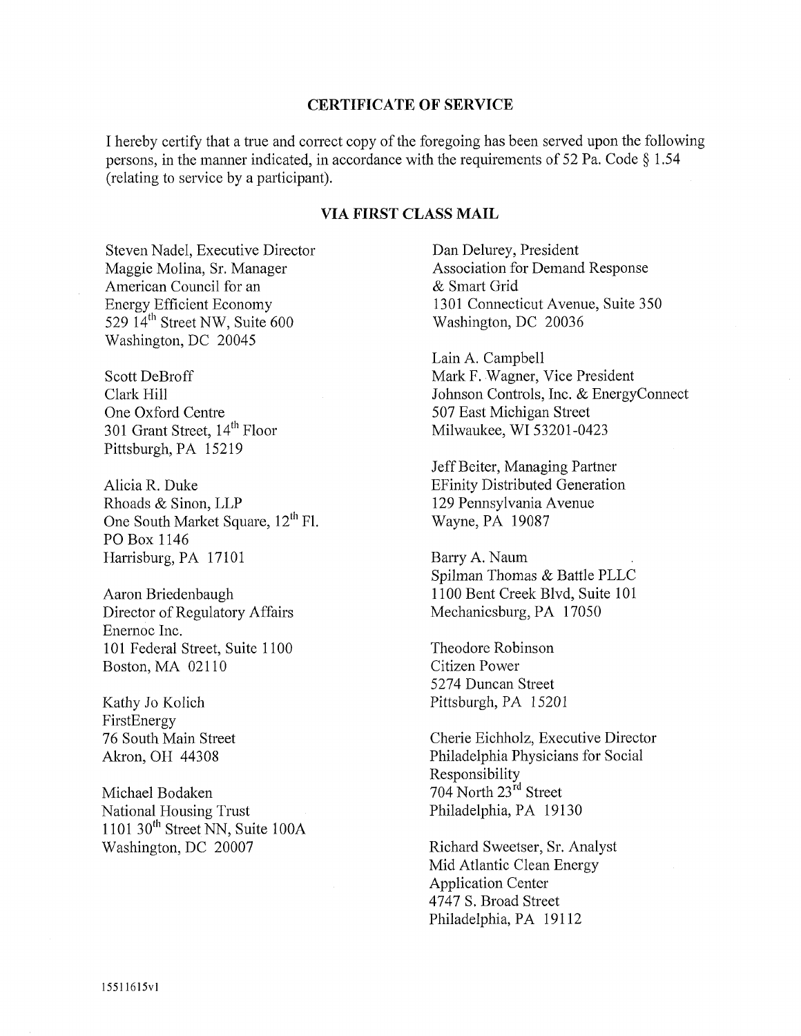## CERTIFICATE OF SERVICE

I hereby certify that a true and correct copy of the foregoing has been served upon the following persons, in the manner indicated, in accordance with the requirements of 52 Pa. Code § 1.54 (relating to service by a participant).

### VIA FIRST CLASS MAIL

Steven Nadel, Executive Director
Maggie Molina, Sr. Manager
American Council for an
Energy Efficient Economy
529 14th Street NW, Suite 600
Washington, DC 20045

Scott DeBroff
Clark Hill
One Oxford Centre
301 Grant Street, 14th Floor
Pittsburgh, PA 15219

Alicia R. Duke
Rhoads & Sinon, LLP
One South Market Square, 12th Fl.
PO Box 1146
Harrisburg, PA 17101

Aaron Briedenbaugh
Director of Regulatory Affairs
Enernoc Inc.
101 Federal Street, Suite 1100
Boston, MA 02110

Kathy Jo Kolich
FirstEnergy
76 South Main Street
Akron, OH 44308

Michael Bodaken
National Housing Trust
1101 30th Street NN, Suite 100A
Washington, DC 20007

Dan Delurey, President
Association for Demand Response
& Smart Grid
1301 Connecticut Avenue, Suite 350
Washington, DC 20036

Lain A. Campbell
Mark F. Wagner, Vice President
Johnson Controls, Inc. & EnergyConnect
507 East Michigan Street
Milwaukee, WI 53201-0423

Jeff Beiter, Managing Partner
EFinity Distributed Generation
129 Pennsylvania Avenue
Wayne, PA 19087

Barry A. Naum
Spilman Thomas & Battle PLLC
1100 Bent Creek Blvd, Suite 101
Mechanicsburg, PA 17050

Theodore Robinson
Citizen Power
5274 Duncan Street
Pittsburgh, PA 15201

Cherie Eichholz, Executive Director
Philadelphia Physicians for Social
Responsibility
704 North 23rd Street
Philadelphia, PA 19130

Richard Sweetser, Sr. Analyst
Mid Atlantic Clean Energy
Application Center
4747 S. Broad Street
Philadelphia, PA 19112

15511615v1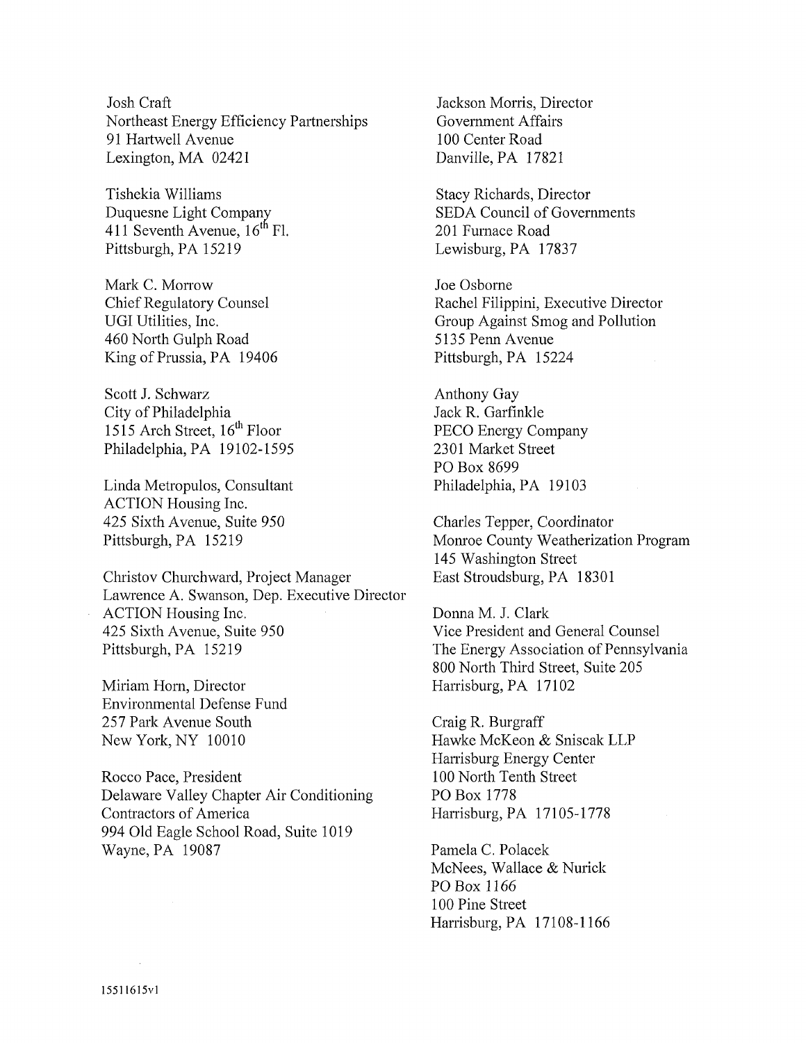Josh Craft
Northeast Energy Efficiency Partnerships
91 Hartwell Avenue
Lexington, MA 02421

Tishekia Williams
Duquesne Light Company
411 Seventh Avenue, 16th Fl.
Pittsburgh, PA 15219

Mark C. Morrow
Chief Regulatory Counsel
UGI Utilities, Inc.
460 North Gulph Road
King of Prussia, PA 19406

Scott J. Schwarz
City of Philadelphia
1515 Arch Street, 16th Floor
Philadelphia, PA 19102-1595

Linda Metropulos, Consultant
ACTION Housing Inc.
425 Sixth Avenue, Suite 950
Pittsburgh, PA 15219

Christov Churchward, Project Manager
Lawrence A. Swanson, Dep. Executive Director
ACTION Housing Inc.
425 Sixth Avenue, Suite 950
Pittsburgh, PA 15219

Miriam Horn, Director
Environmental Defense Fund
257 Park Avenue South
New York, NY 10010

Rocco Pace, President
Delaware Valley Chapter Air Conditioning Contractors of America
994 Old Eagle School Road, Suite 1019
Wayne, PA 19087

Jackson Morris, Director
Government Affairs
100 Center Road
Danville, PA 17821

Stacy Richards, Director
SEDA Council of Governments
201 Furnace Road
Lewisburg, PA 17837

Joe Osborne
Rachel Filippini, Executive Director
Group Against Smog and Pollution
5135 Penn Avenue
Pittsburgh, PA 15224

Anthony Gay
Jack R. Garfinkle
PECO Energy Company
2301 Market Street
PO Box 8699
Philadelphia, PA 19103

Charles Tepper, Coordinator
Monroe County Weatherization Program
145 Washington Street
East Stroudsburg, PA 18301

Donna M. J. Clark
Vice President and General Counsel
The Energy Association of Pennsylvania
800 North Third Street, Suite 205
Harrisburg, PA 17102

Craig R. Burgraff
Hawke McKeon & Sniscak LLP
Harrisburg Energy Center
100 North Tenth Street
PO Box 1778
Harrisburg, PA 17105-1778

Pamela C. Polacek
McNees, Wallace & Nurick
PO Box 1166
100 Pine Street
Harrisburg, PA 17108-1166

15511615v1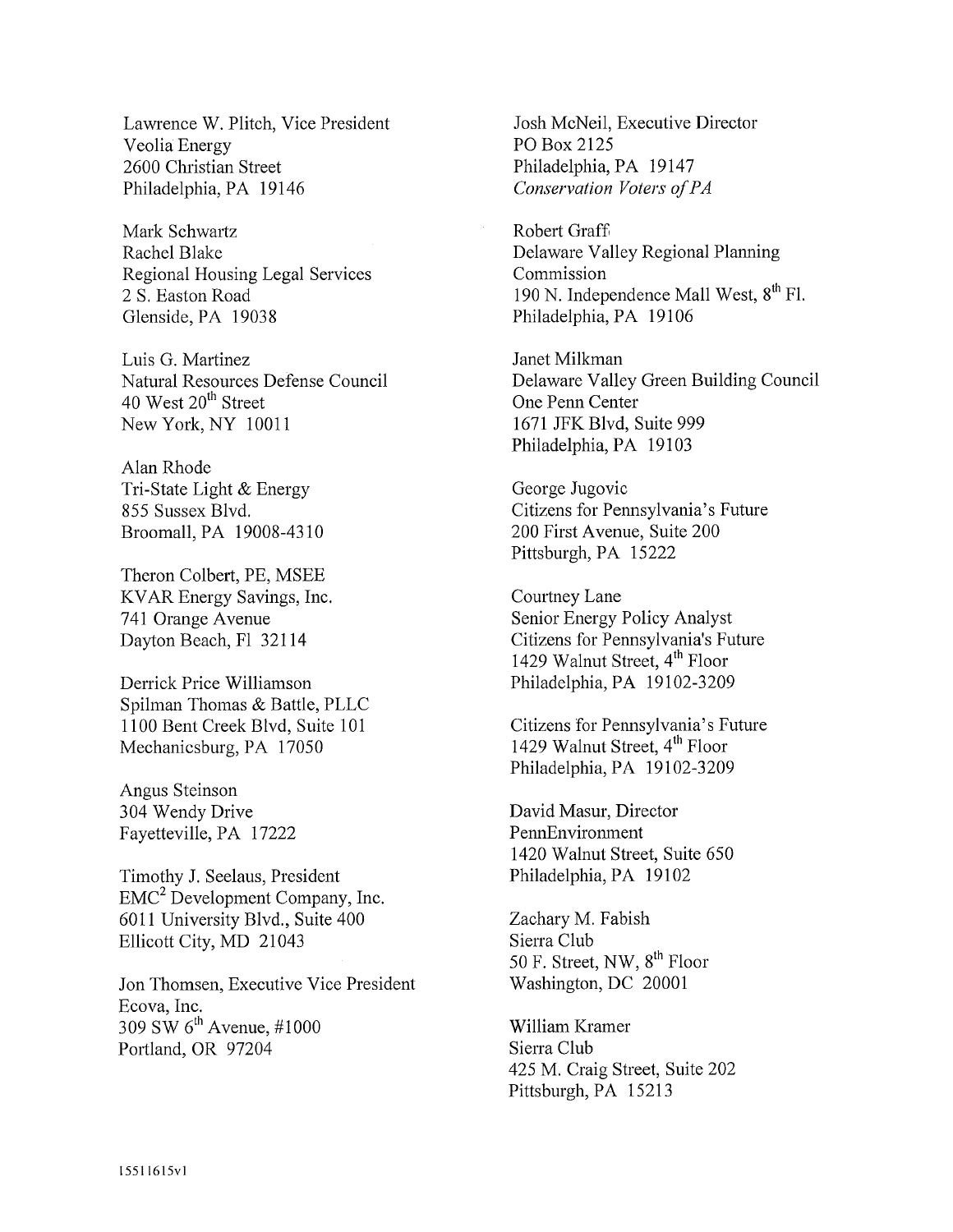Lawrence W. Plitch, Vice President
Veolia Energy
2600 Christian Street
Philadelphia, PA 19146

Mark Schwartz
Rachel Blake
Regional Housing Legal Services
2 S. Easton Road
Glenside, PA 19038

Luis G. Martinez
Natural Resources Defense Council
40 West 20th Street
New York, NY 10011

Alan Rhode
Tri-State Light & Energy
855 Sussex Blvd.
Broomall, PA 19008-4310

Theron Colbert, PE, MSEE
KVAR Energy Savings, Inc.
741 Orange Avenue
Dayton Beach, Fl 32114

Derrick Price Williamson
Spilman Thomas & Battle, PLLC
1100 Bent Creek Blvd, Suite 101
Mechanicsburg, PA 17050

Angus Steinson
304 Wendy Drive
Fayetteville, PA 17222

Timothy J. Seelaus, President
EMC$^2$ Development Company, Inc.
6011 University Blvd., Suite 400
Ellicott City, MD 21043

Jon Thomsen, Executive Vice President
Ecova, Inc.
309 SW 6th Avenue, #1000
Portland, OR 97204

Josh McNeil, Executive Director
PO Box 2125
Philadelphia, PA 19147
*Conservation Voters of PA*

Robert Graff
Delaware Valley Regional Planning Commission
190 N. Independence Mall West, 8th Fl.
Philadelphia, PA 19106

Janet Milkman
Delaware Valley Green Building Council
One Penn Center
1671 JFK Blvd, Suite 999
Philadelphia, PA 19103

George Jugovic
Citizens for Pennsylvania's Future
200 First Avenue, Suite 200
Pittsburgh, PA 15222

Courtney Lane
Senior Energy Policy Analyst
Citizens for Pennsylvania's Future
1429 Walnut Street, 4th Floor
Philadelphia, PA 19102-3209

Citizens for Pennsylvania's Future
1429 Walnut Street, 4th Floor
Philadelphia, PA 19102-3209

David Masur, Director
PennEnvironment
1420 Walnut Street, Suite 650
Philadelphia, PA 19102

Zachary M. Fabish
Sierra Club
50 F. Street, NW, 8th Floor
Washington, DC 20001

William Kramer
Sierra Club
425 M. Craig Street, Suite 202
Pittsburgh, PA 15213

15511615v1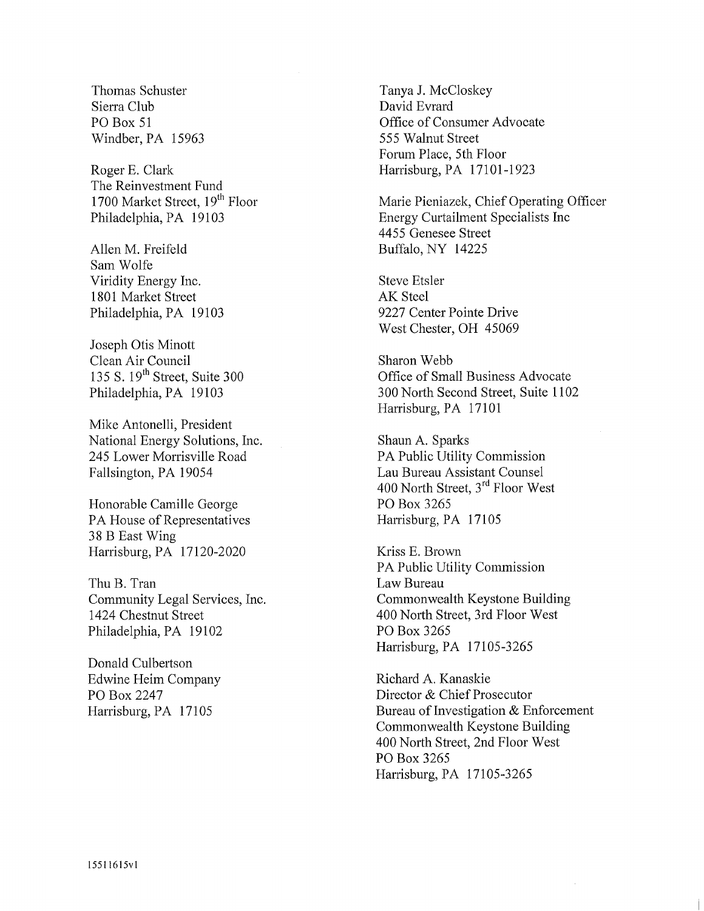Thomas Schuster
Sierra Club
PO Box 51
Windber, PA 15963

Roger E. Clark
The Reinvestment Fund
1700 Market Street, 19th Floor
Philadelphia, PA 19103

Allen M. Freifeld
Sam Wolfe
Viridity Energy Inc.
1801 Market Street
Philadelphia, PA 19103

Joseph Otis Minott
Clean Air Council
135 S. 19th Street, Suite 300
Philadelphia, PA 19103

Mike Antonelli, President
National Energy Solutions, Inc.
245 Lower Morrisville Road
Fallsington, PA 19054

Honorable Camille George
PA House of Representatives
38 B East Wing
Harrisburg, PA 17120-2020

Thu B. Tran
Community Legal Services, Inc.
1424 Chestnut Street
Philadelphia, PA 19102

Donald Culbertson
Edwine Heim Company
PO Box 2247
Harrisburg, PA 17105

Tanya J. McCloskey
David Evrard
Office of Consumer Advocate
555 Walnut Street
Forum Place, 5th Floor
Harrisburg, PA 17101-1923

Marie Pieniazek, Chief Operating Officer
Energy Curtailment Specialists Inc
4455 Genesee Street
Buffalo, NY 14225

Steve Etsler
AK Steel
9227 Center Pointe Drive
West Chester, OH 45069

Sharon Webb
Office of Small Business Advocate
300 North Second Street, Suite 1102
Harrisburg, PA 17101

Shaun A. Sparks
PA Public Utility Commission
Lau Bureau Assistant Counsel
400 North Street, 3rd Floor West
PO Box 3265
Harrisburg, PA 17105

Kriss E. Brown
PA Public Utility Commission
Law Bureau
Commonwealth Keystone Building
400 North Street, 3rd Floor West
PO Box 3265
Harrisburg, PA 17105-3265

Richard A. Kanaskie
Director & Chief Prosecutor
Bureau of Investigation & Enforcement
Commonwealth Keystone Building
400 North Street, 2nd Floor West
PO Box 3265
Harrisburg, PA 17105-3265

15511615v1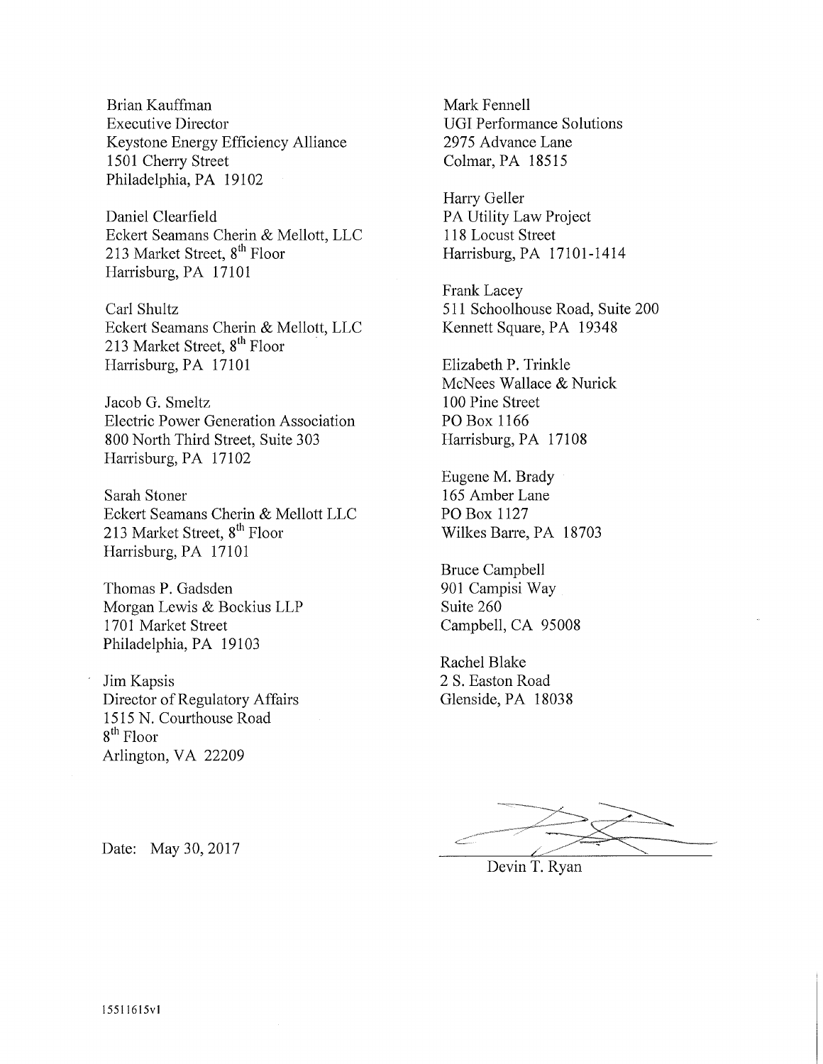Brian Kauffman
Executive Director
Keystone Energy Efficiency Alliance
1501 Cherry Street
Philadelphia, PA 19102

Daniel Clearfield
Eckert Seamans Cherin & Mellott, LLC
213 Market Street, 8th Floor
Harrisburg, PA 17101

Carl Shultz
Eckert Seamans Cherin & Mellott, LLC
213 Market Street, 8th Floor
Harrisburg, PA 17101

Jacob G. Smeltz
Electric Power Generation Association
800 North Third Street, Suite 303
Harrisburg, PA 17102

Sarah Stoner
Eckert Seamans Cherin & Mellott LLC
213 Market Street, 8th Floor
Harrisburg, PA 17101

Thomas P. Gadsden
Morgan Lewis & Bockius LLP
1701 Market Street
Philadelphia, PA 19103

Jim Kapsis
Director of Regulatory Affairs
1515 N. Courthouse Road
8th Floor
Arlington, VA 22209

Mark Fennell
UGI Performance Solutions
2975 Advance Lane
Colmar, PA 18515

Harry Geller
PA Utility Law Project
118 Locust Street
Harrisburg, PA 17101-1414

Frank Lacey
511 Schoolhouse Road, Suite 200
Kennett Square, PA 19348

Elizabeth P. Trinkle
McNees Wallace & Nurick
100 Pine Street
PO Box 1166
Harrisburg, PA 17108

Eugene M. Brady
165 Amber Lane
PO Box 1127
Wilkes Barre, PA 18703

Bruce Campbell
901 Campisi Way
Suite 260
Campbell, CA 95008

Rachel Blake
2 S. Easton Road
Glenside, PA 18038

Date: May 30, 2017

Devin T. Ryan

15511615v1